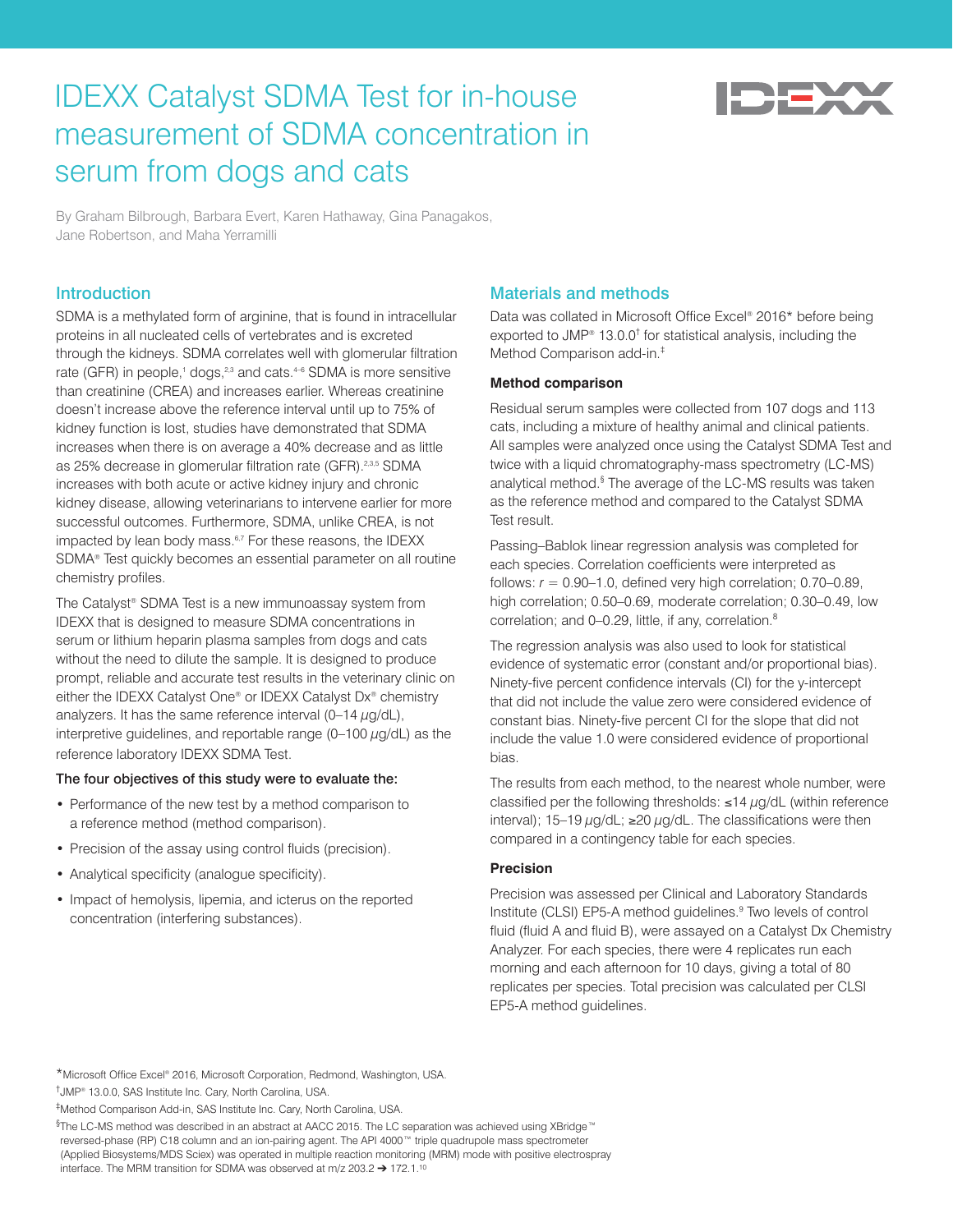# IDEXX Catalyst SDMA Test for in-house measurement of SDMA concentration in serum from dogs and cats

By Graham Bilbrough, Barbara Evert, Karen Hathaway, Gina Panagakos, Jane Robertson, and Maha Yerramilli

## Introduction

SDMA is a methylated form of arginine, that is found in intracellular proteins in all nucleated cells of vertebrates and is excreted through the kidneys. SDMA correlates well with glomerular filtration rate (GFR) in people,[1] dogs,[2,3] and cats.[4–6] SDMA is more sensitive than creatinine (CREA) and increases earlier. Whereas creatinine doesn't increase above the reference interval until up to 75% of kidney function is lost, studies have demonstrated that SDMA increases when there is on average a 40% decrease and as little as 25% decrease in glomerular filtration rate (GFR).[2,3,5] SDMA increases with both acute or active kidney injury and chronic kidney disease, allowing veterinarians to intervene earlier for more successful outcomes. Furthermore, SDMA, unlike CREA, is not impacted by lean body mass.[6,7] For these reasons, the IDEXX SDMA® Test quickly becomes an essential parameter on all routine chemistry profiles.

The Catalyst® SDMA Test is a new immunoassay system from IDEXX that is designed to measure SDMA concentrations in serum or lithium heparin plasma samples from dogs and cats without the need to dilute the sample. It is designed to produce prompt, reliable and accurate test results in the veterinary clinic on either the IDEXX Catalyst One® or IDEXX Catalyst Dx® chemistry analyzers. It has the same reference interval (0–14 $\mu$g/dL), interpretive guidelines, and reportable range (0–100 $\mu$g/dL) as the reference laboratory IDEXX SDMA Test.

**The four objectives of this study were to evaluate the:**

- Performance of the new test by a method comparison to a reference method (method comparison).
- Precision of the assay using control fluids (precision).
- Analytical specificity (analogue specificity).
- Impact of hemolysis, lipemia, and icterus on the reported concentration (interfering substances).

## Materials and methods

Data was collated in Microsoft Office Excel® 2016* before being exported to JMP® 13.0.0† for statistical analysis, including the Method Comparison add-in.‡

### Method comparison

Residual serum samples were collected from 107 dogs and 113 cats, including a mixture of healthy animal and clinical patients. All samples were analyzed once using the Catalyst SDMA Test and twice with a liquid chromatography-mass spectrometry (LC-MS) analytical method.§ The average of the LC-MS results was taken as the reference method and compared to the Catalyst SDMA Test result.

Passing–Bablok linear regression analysis was completed for each species. Correlation coefficients were interpreted as follows: $r$ = 0.90–1.0, defined very high correlation; 0.70–0.89, high correlation; 0.50–0.69, moderate correlation; 0.30–0.49, low correlation; and 0–0.29, little, if any, correlation.[8]

The regression analysis was also used to look for statistical evidence of systematic error (constant and/or proportional bias). Ninety-five percent confidence intervals (CI) for the y-intercept that did not include the value zero were considered evidence of constant bias. Ninety-five percent CI for the slope that did not include the value 1.0 were considered evidence of proportional bias.

The results from each method, to the nearest whole number, were classified per the following thresholds: ≤14 $\mu$g/dL (within reference interval); 15–19 $\mu$g/dL; ≥20 $\mu$g/dL. The classifications were then compared in a contingency table for each species.

### Precision

Precision was assessed per Clinical and Laboratory Standards Institute (CLSI) EP5-A method guidelines.[9] Two levels of control fluid (fluid A and fluid B), were assayed on a Catalyst Dx Chemistry Analyzer. For each species, there were 4 replicates run each morning and each afternoon for 10 days, giving a total of 80 replicates per species. Total precision was calculated per CLSI EP5-A method guidelines.

*Microsoft Office Excel® 2016, Microsoft Corporation, Redmond, Washington, USA.

†JMP® 13.0.0, SAS Institute Inc. Cary, North Carolina, USA.

‡Method Comparison Add-in, SAS Institute Inc. Cary, North Carolina, USA.

§The LC-MS method was described in an abstract at AACC 2015. The LC separation was achieved using XBridge™ reversed-phase (RP) C18 column and an ion-pairing agent. The API 4000™ triple quadrupole mass spectrometer (Applied Biosystems/MDS Sciex) was operated in multiple reaction monitoring (MRM) mode with positive electrospray interface. The MRM transition for SDMA was observed at m/z 203.2 ➔ 172.1.[10]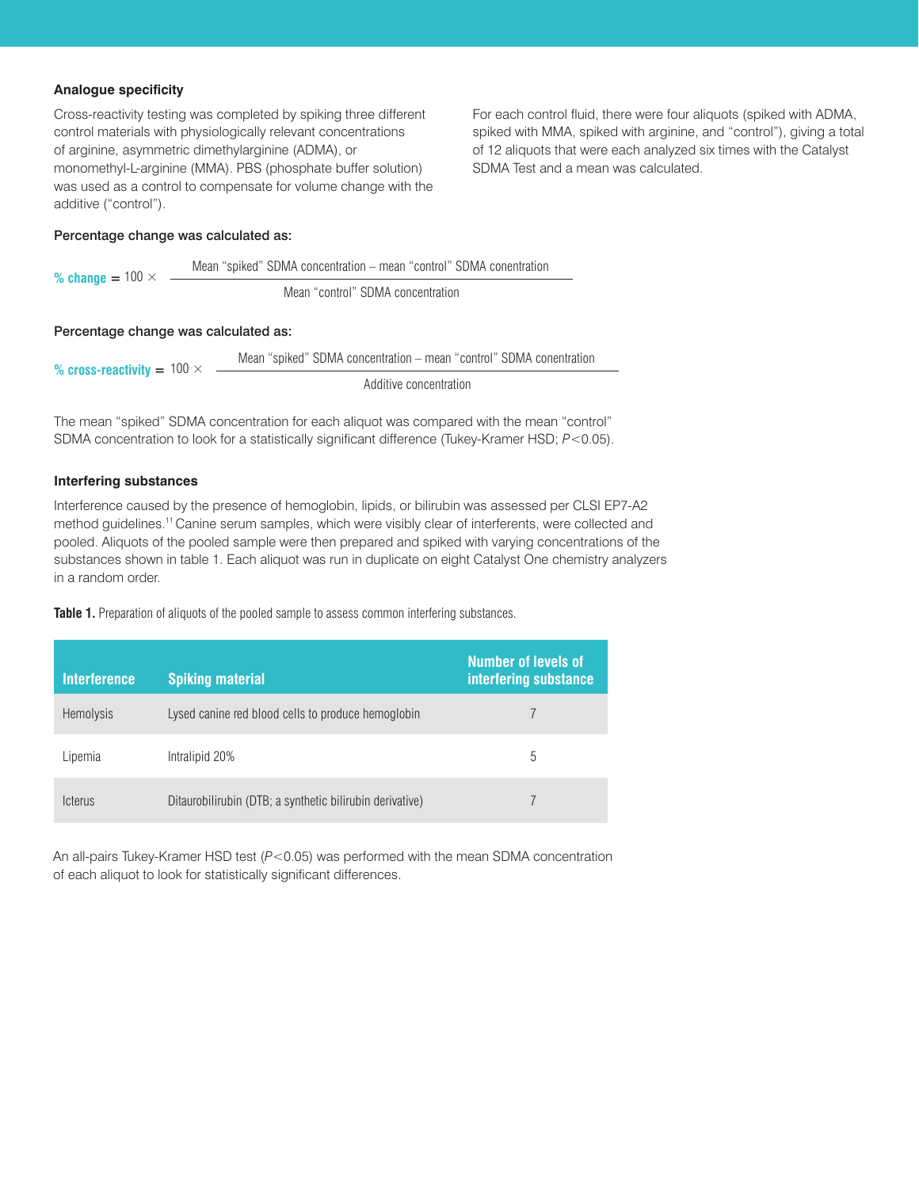### Analogue specificity

Cross-reactivity testing was completed by spiking three different control materials with physiologically relevant concentrations of arginine, asymmetric dimethylarginine (ADMA), or monomethyl-L-arginine (MMA). PBS (phosphate buffer solution) was used as a control to compensate for volume change with the additive ("control").

For each control fluid, there were four aliquots (spiked with ADMA, spiked with MMA, spiked with arginine, and "control"), giving a total of 12 aliquots that were each analyzed six times with the Catalyst SDMA Test and a mean was calculated.

**Percentage change was calculated as:**

$$\text{\% change} = 100 \times \frac{\text{Mean "spiked" SDMA concentration} - \text{mean "control" SDMA conentration}}{\text{Mean "control" SDMA concentration}}$$

**Percentage change was calculated as:**

$$\text{\% cross-reactivity} = 100 \times \frac{\text{Mean "spiked" SDMA concentration} - \text{mean "control" SDMA conentration}}{\text{Additive concentration}}$$

The mean "spiked" SDMA concentration for each aliquot was compared with the mean "control" SDMA concentration to look for a statistically significant difference (Tukey-Kramer HSD; $P<0.05$).

### Interfering substances

Interference caused by the presence of hemoglobin, lipids, or bilirubin was assessed per CLSI EP7-A2 method guidelines.[11] Canine serum samples, which were visibly clear of interferents, were collected and pooled. Aliquots of the pooled sample were then prepared and spiked with varying concentrations of the substances shown in table 1. Each aliquot was run in duplicate on eight Catalyst One chemistry analyzers in a random order.

**Table 1.** Preparation of aliquots of the pooled sample to assess common interfering substances.

| Interference | Spiking material | Number of levels of interfering substance |
|---|---|---|
| Hemolysis | Lysed canine red blood cells to produce hemoglobin | 7 |
| Lipemia | Intralipid 20% | 5 |
| Icterus | Ditaurobilirubin (DTB; a synthetic bilirubin derivative) | 7 |

An all-pairs Tukey-Kramer HSD test ($P<0.05$) was performed with the mean SDMA concentration of each aliquot to look for statistically significant differences.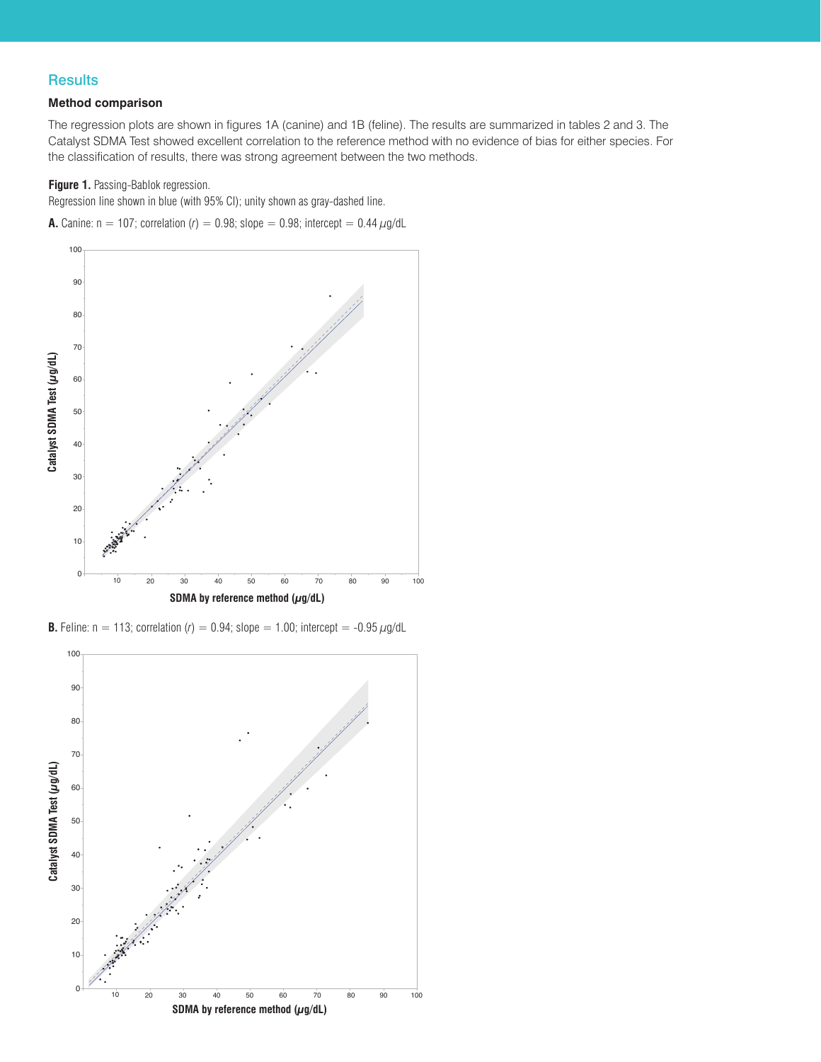## Results

### Method comparison

The regression plots are shown in figures 1A (canine) and 1B (feline). The results are summarized in tables 2 and 3. The Catalyst SDMA Test showed excellent correlation to the reference method with no evidence of bias for either species. For the classification of results, there was strong agreement between the two methods.

**Figure 1.** Passing-Bablok regression.
Regression line shown in blue (with 95% CI); unity shown as gray-dashed line.

**A.** Canine: n = 107; correlation ($r$) = 0.98; slope = 0.98; intercept = 0.44 $\mu$g/dL

**B.** Feline: n = 113; correlation ($r$) = 0.94; slope = 1.00; intercept = -0.95 $\mu$g/dL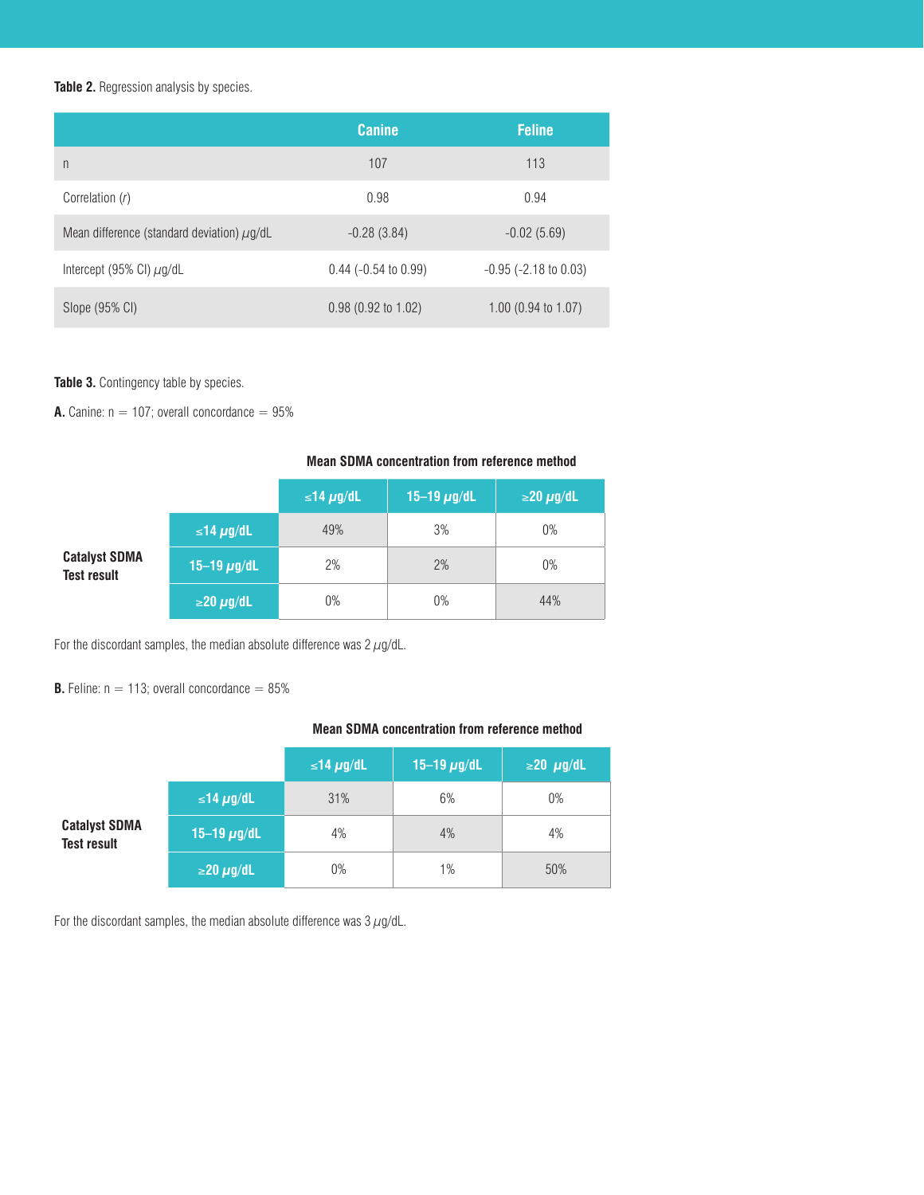**Table 2.** Regression analysis by species.

| | Canine | Feline |
|---|---|---|
| n | 107 | 113 |
| Correlation (*r*) | 0.98 | 0.94 |
| Mean difference (standard deviation) μg/dL | -0.28 (3.84) | -0.02 (5.69) |
| Intercept (95% CI) μg/dL | 0.44 (-0.54 to 0.99) | -0.95 (-2.18 to 0.03) |
| Slope (95% CI) | 0.98 (0.92 to 1.02) | 1.00 (0.94 to 1.07) |

**Table 3.** Contingency table by species.

**A.** Canine: n = 107; overall concordance = 95%

| | | Mean SDMA concentration from reference method | | |
|---|---|---|---|---|
| | | ≤14 μg/dL | 15–19 μg/dL | ≥20 μg/dL |
| Catalyst SDMA Test result | ≤14 μg/dL | 49% | 3% | 0% |
| | 15–19 μg/dL | 2% | 2% | 0% |
| | ≥20 μg/dL | 0% | 0% | 44% |

For the discordant samples, the median absolute difference was 2 μg/dL.

**B.** Feline: n = 113; overall concordance = 85%

| | | Mean SDMA concentration from reference method | | |
|---|---|---|---|---|
| | | ≤14 μg/dL | 15–19 μg/dL | ≥20 μg/dL |
| Catalyst SDMA Test result | ≤14 μg/dL | 31% | 6% | 0% |
| | 15–19 μg/dL | 4% | 4% | 4% |
| | ≥20 μg/dL | 0% | 1% | 50% |

For the discordant samples, the median absolute difference was 3 μg/dL.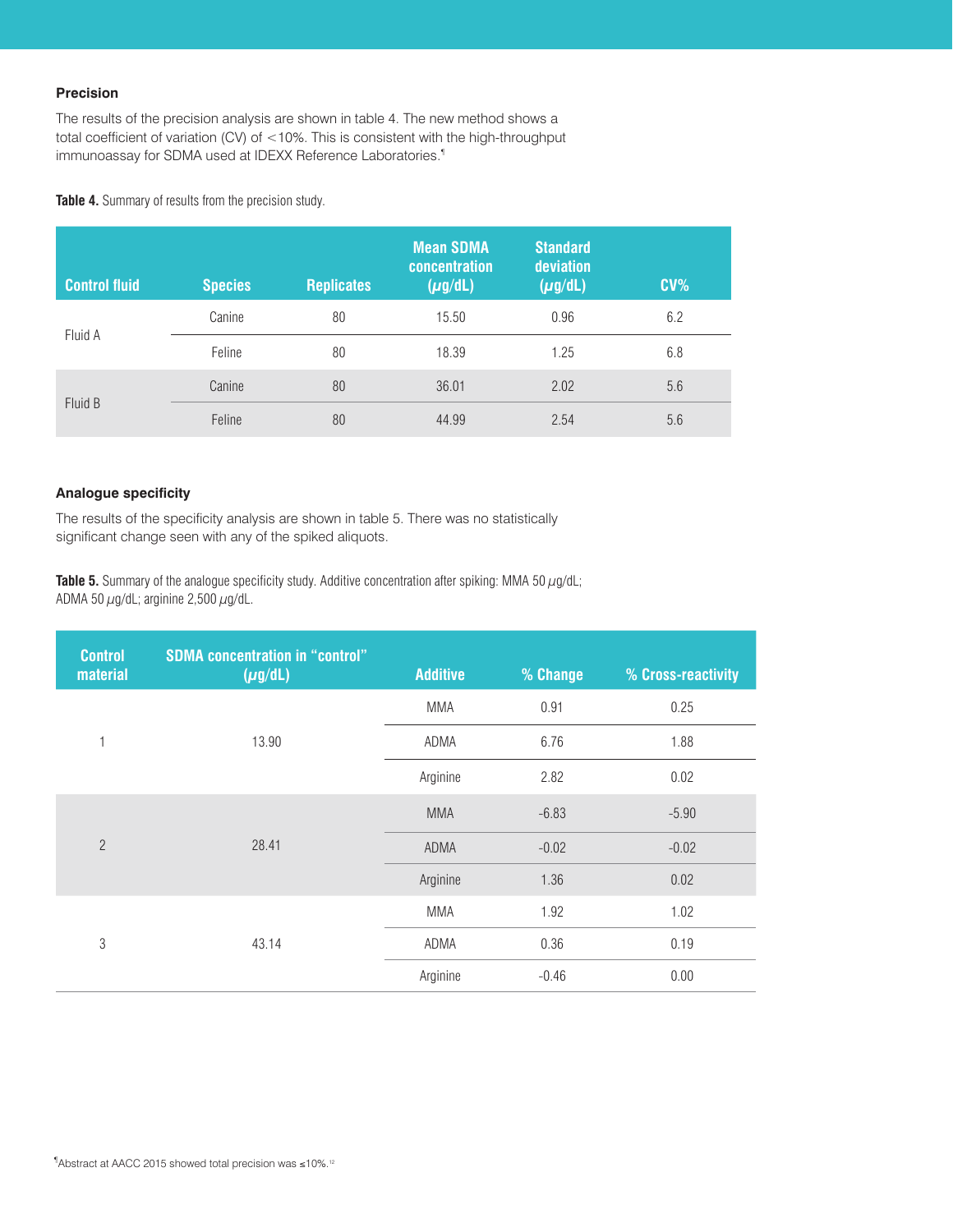### Precision

The results of the precision analysis are shown in table 4. The new method shows a total coefficient of variation (CV) of <10%. This is consistent with the high-throughput immunoassay for SDMA used at IDEXX Reference Laboratories.[¶]

**Table 4.** Summary of results from the precision study.

| Control fluid | Species | Replicates | Mean SDMA concentration ($\mu$g/dL) | Standard deviation ($\mu$g/dL) | CV% |
|---|---|---|---|---|---|
| Fluid A | Canine | 80 | 15.50 | 0.96 | 6.2 |
| | Feline | 80 | 18.39 | 1.25 | 6.8 |
| Fluid B | Canine | 80 | 36.01 | 2.02 | 5.6 |
| | Feline | 80 | 44.99 | 2.54 | 5.6 |

### Analogue specificity

The results of the specificity analysis are shown in table 5. There was no statistically significant change seen with any of the spiked aliquots.

**Table 5.** Summary of the analogue specificity study. Additive concentration after spiking: MMA 50 $\mu$g/dL; ADMA 50 $\mu$g/dL; arginine 2,500 $\mu$g/dL.

| Control material | SDMA concentration in "control" ($\mu$g/dL) | Additive | % Change | % Cross-reactivity |
|---|---|---|---|---|
| 1 | 13.90 | MMA | 0.91 | 0.25 |
| | | ADMA | 6.76 | 1.88 |
| | | Arginine | 2.82 | 0.02 |
| 2 | 28.41 | MMA | -6.83 | -5.90 |
| | | ADMA | -0.02 | -0.02 |
| | | Arginine | 1.36 | 0.02 |
| 3 | 43.14 | MMA | 1.92 | 1.02 |
| | | ADMA | 0.36 | 0.19 |
| | | Arginine | -0.46 | 0.00 |

[¶]Abstract at AACC 2015 showed total precision was ≤10%.[12]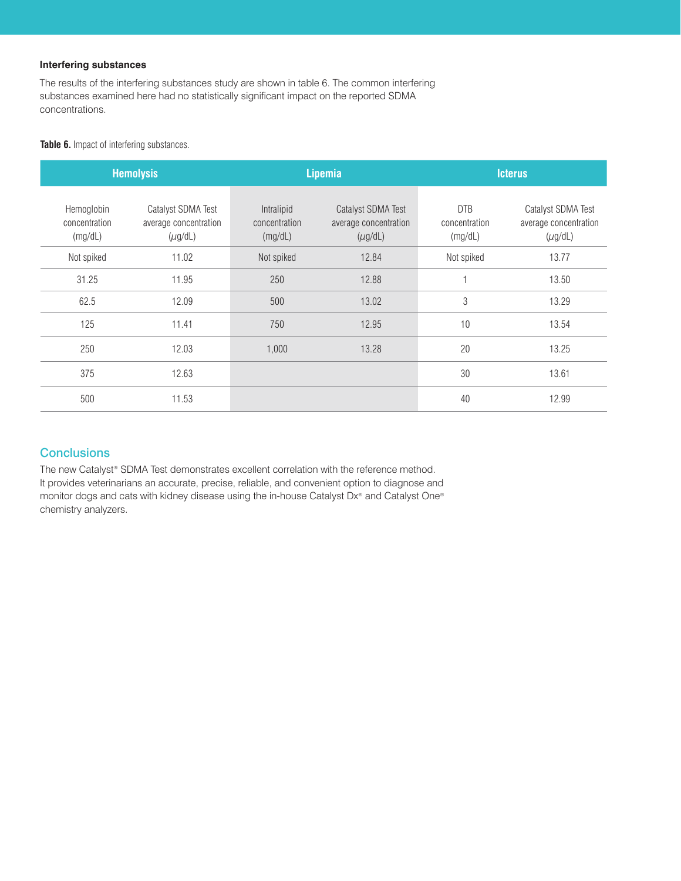### Interfering substances

The results of the interfering substances study are shown in table 6. The common interfering substances examined here had no statistically significant impact on the reported SDMA concentrations.

**Table 6.** Impact of interfering substances.

| Hemolysis | | Lipemia | | Icterus | |
|---|---|---|---|---|---|
| Hemoglobin concentration (mg/dL) | Catalyst SDMA Test average concentration (μg/dL) | Intralipid concentration (mg/dL) | Catalyst SDMA Test average concentration (μg/dL) | DTB concentration (mg/dL) | Catalyst SDMA Test average concentration (μg/dL) |
| Not spiked | 11.02 | Not spiked | 12.84 | Not spiked | 13.77 |
| 31.25 | 11.95 | 250 | 12.88 | 1 | 13.50 |
| 62.5 | 12.09 | 500 | 13.02 | 3 | 13.29 |
| 125 | 11.41 | 750 | 12.95 | 10 | 13.54 |
| 250 | 12.03 | 1,000 | 13.28 | 20 | 13.25 |
| 375 | 12.63 | | | 30 | 13.61 |
| 500 | 11.53 | | | 40 | 12.99 |

## Conclusions

The new Catalyst® SDMA Test demonstrates excellent correlation with the reference method. It provides veterinarians an accurate, precise, reliable, and convenient option to diagnose and monitor dogs and cats with kidney disease using the in-house Catalyst Dx® and Catalyst One® chemistry analyzers.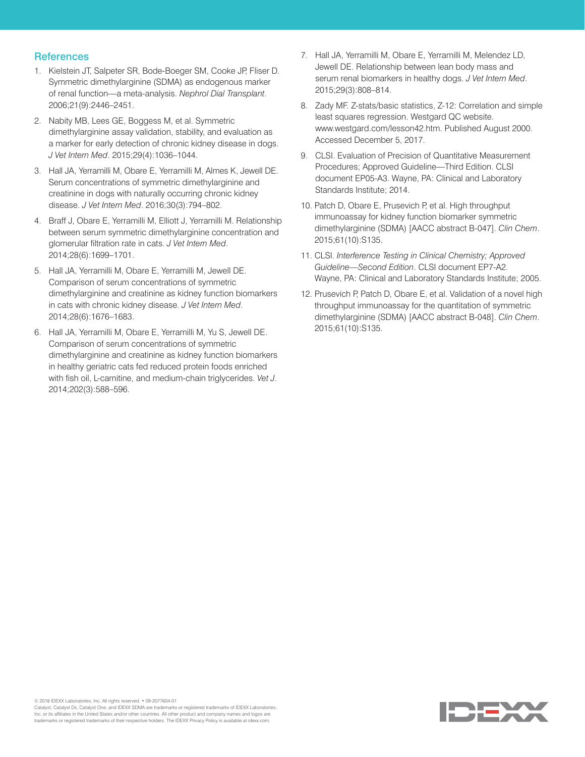## References

1. Kielstein JT, Salpeter SR, Bode-Boeger SM, Cooke JP, Fliser D. Symmetric dimethylarginine (SDMA) as endogenous marker of renal function—a meta-analysis. *Nephrol Dial Transplant*. 2006;21(9):2446–2451.
2. Nabity MB, Lees GE, Boggess M, et al. Symmetric dimethylarginine assay validation, stability, and evaluation as a marker for early detection of chronic kidney disease in dogs. *J Vet Intern Med*. 2015;29(4):1036–1044.
3. Hall JA, Yerramilli M, Obare E, Yerramilli M, Almes K, Jewell DE. Serum concentrations of symmetric dimethylarginine and creatinine in dogs with naturally occurring chronic kidney disease. *J Vet Intern Med*. 2016;30(3):794–802.
4. Braff J, Obare E, Yerramilli M, Elliott J, Yerramilli M. Relationship between serum symmetric dimethylarginine concentration and glomerular filtration rate in cats. *J Vet Intern Med*. 2014;28(6):1699–1701.
5. Hall JA, Yerramilli M, Obare E, Yerramilli M, Jewell DE. Comparison of serum concentrations of symmetric dimethylarginine and creatinine as kidney function biomarkers in cats with chronic kidney disease. *J Vet Intern Med*. 2014;28(6):1676–1683.
6. Hall JA, Yerramilli M, Obare E, Yerramilli M, Yu S, Jewell DE. Comparison of serum concentrations of symmetric dimethylarginine and creatinine as kidney function biomarkers in healthy geriatric cats fed reduced protein foods enriched with fish oil, L-carnitine, and medium-chain triglycerides. *Vet J*. 2014;202(3):588–596.
7. Hall JA, Yerramilli M, Obare E, Yerramilli M, Melendez LD, Jewell DE. Relationship between lean body mass and serum renal biomarkers in healthy dogs. *J Vet Intern Med*. 2015;29(3):808–814.
8. Zady MF. Z-stats/basic statistics, Z-12: Correlation and simple least squares regression. Westgard QC website. www.westgard.com/lesson42.htm. Published August 2000. Accessed December 5, 2017.
9. CLSI. Evaluation of Precision of Quantitative Measurement Procedures; Approved Guideline—Third Edition. CLSI document EP05-A3. Wayne, PA: Clinical and Laboratory Standards Institute; 2014.
10. Patch D, Obare E, Prusevich P, et al. High throughput immunoassay for kidney function biomarker symmetric dimethylarginine (SDMA) [AACC abstract B-047]. *Clin Chem*. 2015;61(10):S135.
11. CLSI. *Interference Testing in Clinical Chemistry; Approved Guideline—Second Edition*. CLSI document EP7-A2. Wayne, PA: Clinical and Laboratory Standards Institute; 2005.
12. Prusevich P, Patch D, Obare E, et al. Validation of a novel high throughput immunoassay for the quantitation of symmetric dimethylarginine (SDMA) [AACC abstract B-048]. *Clin Chem*. 2015;61(10):S135.

© 2018 IDEXX Laboratories, Inc. All rights reserved. • 09-2077604-01
Catalyst, Catalyst Dx, Catalyst One, and IDEXX SDMA are trademarks or registered trademarks of IDEXX Laboratories, Inc. or its affiliates in the United States and/or other countries. All other product and company names and logos are trademarks or registered trademarks of their respective holders. The IDEXX Privacy Policy is available at idexx.com.

IDEXX